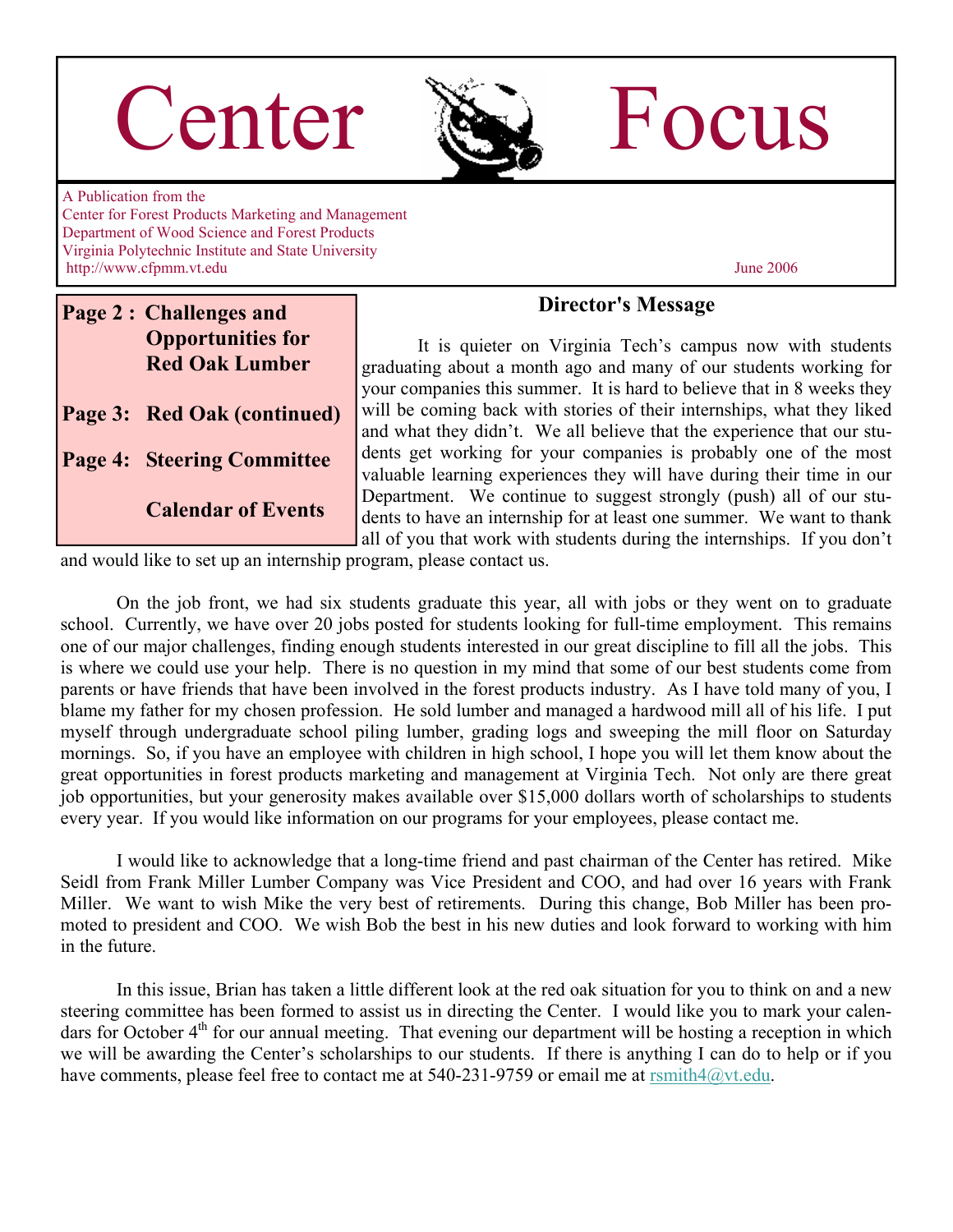# Center Focus

A Publication from the
Center for Forest Products Marketing and Management
Department of Wood Science and Forest Products
Virginia Polytechnic Institute and State University
http://www.cfpmm.vt.edu

June 2006

**Page 2 : Challenges and Opportunities for Red Oak Lumber**

**Page 3: Red Oak (continued)**

**Page 4: Steering Committee**

**Calendar of Events**

## Director's Message

It is quieter on Virginia Tech's campus now with students graduating about a month ago and many of our students working for your companies this summer. It is hard to believe that in 8 weeks they will be coming back with stories of their internships, what they liked and what they didn't. We all believe that the experience that our students get working for your companies is probably one of the most valuable learning experiences they will have during their time in our Department. We continue to suggest strongly (push) all of our students to have an internship for at least one summer. We want to thank all of you that work with students during the internships. If you don't and would like to set up an internship program, please contact us.

On the job front, we had six students graduate this year, all with jobs or they went on to graduate school. Currently, we have over 20 jobs posted for students looking for full-time employment. This remains one of our major challenges, finding enough students interested in our great discipline to fill all the jobs. This is where we could use your help. There is no question in my mind that some of our best students come from parents or have friends that have been involved in the forest products industry. As I have told many of you, I blame my father for my chosen profession. He sold lumber and managed a hardwood mill all of his life. I put myself through undergraduate school piling lumber, grading logs and sweeping the mill floor on Saturday mornings. So, if you have an employee with children in high school, I hope you will let them know about the great opportunities in forest products marketing and management at Virginia Tech. Not only are there great job opportunities, but your generosity makes available over $15,000 dollars worth of scholarships to students every year. If you would like information on our programs for your employees, please contact me.

I would like to acknowledge that a long-time friend and past chairman of the Center has retired. Mike Seidl from Frank Miller Lumber Company was Vice President and COO, and had over 16 years with Frank Miller. We want to wish Mike the very best of retirements. During this change, Bob Miller has been promoted to president and COO. We wish Bob the best in his new duties and look forward to working with him in the future.

In this issue, Brian has taken a little different look at the red oak situation for you to think on and a new steering committee has been formed to assist us in directing the Center. I would like you to mark your calendars for October 4th for our annual meeting. That evening our department will be hosting a reception in which we will be awarding the Center's scholarships to our students. If there is anything I can do to help or if you have comments, please feel free to contact me at 540-231-9759 or email me at rsmith4@vt.edu.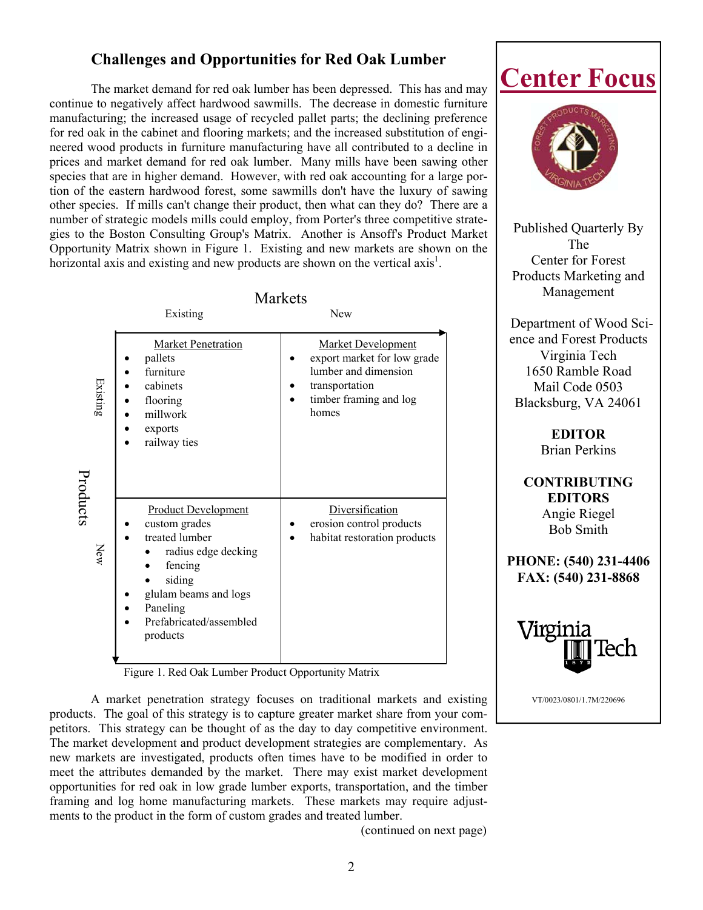## Challenges and Opportunities for Red Oak Lumber

The market demand for red oak lumber has been depressed. This has and may continue to negatively affect hardwood sawmills. The decrease in domestic furniture manufacturing; the increased usage of recycled pallet parts; the declining preference for red oak in the cabinet and flooring markets; and the increased substitution of engineered wood products in furniture manufacturing have all contributed to a decline in prices and market demand for red oak lumber. Many mills have been sawing other species that are in higher demand. However, with red oak accounting for a large portion of the eastern hardwood forest, some sawmills don't have the luxury of sawing other species. If mills can't change their product, then what can they do? There are a number of strategic models mills could employ, from Porter's three competitive strategies to the Boston Consulting Group's Matrix. Another is Ansoff's Product Market Opportunity Matrix shown in Figure 1. Existing and new markets are shown on the horizontal axis and existing and new products are shown on the vertical axis[1].

| Products \ Markets | Existing | New |
| --- | --- | --- |
| Existing | **Market Penetration**<br>• pallets<br>• furniture<br>• cabinets<br>• flooring<br>• millwork<br>• exports<br>• railway ties | **Market Development**<br>• export market for low grade lumber and dimension<br>• transportation<br>• timber framing and log homes |
| New | **Product Development**<br>• custom grades<br>• treated lumber<br>  ◦ radius edge decking<br>  ◦ fencing<br>  ◦ siding<br>• glulam beams and logs<br>• Paneling<br>• Prefabricated/assembled products | **Diversification**<br>• erosion control products<br>• habitat restoration products |

Figure 1. Red Oak Lumber Product Opportunity Matrix

A market penetration strategy focuses on traditional markets and existing products. The goal of this strategy is to capture greater market share from your competitors. This strategy can be thought of as the day to day competitive environment. The market development and product development strategies are complementary. As new markets are investigated, products often times have to be modified in order to meet the attributes demanded by the market. There may exist market development opportunities for red oak in low grade lumber exports, transportation, and the timber framing and log home manufacturing markets. These markets may require adjustments to the product in the form of custom grades and treated lumber.

(continued on next page)

# Center Focus

Published Quarterly By The Center for Forest Products Marketing and Management

Department of Wood Science and Forest Products
Virginia Tech
1650 Ramble Road
Mail Code 0503
Blacksburg, VA 24061

**EDITOR**
Brian Perkins

**CONTRIBUTING EDITORS**
Angie Riegel
Bob Smith

**PHONE: (540) 231-4406**
**FAX: (540) 231-8868**

VT/0023/0801/1.7M/220696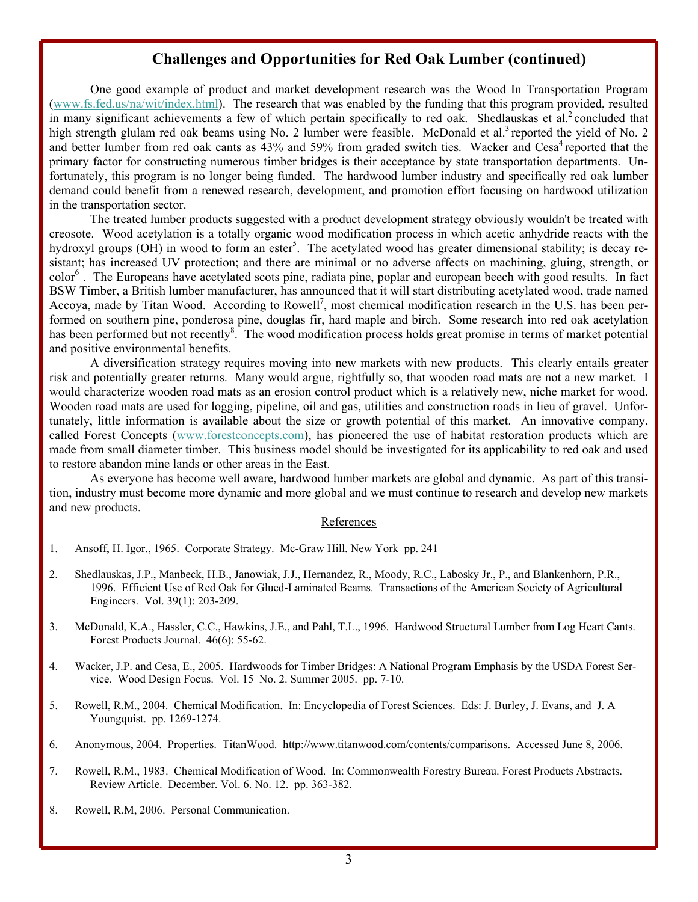## Challenges and Opportunities for Red Oak Lumber (continued)

One good example of product and market development research was the Wood In Transportation Program (www.fs.fed.us/na/wit/index.html). The research that was enabled by the funding that this program provided, resulted in many significant achievements a few of which pertain specifically to red oak. Shedlauskas et al.[2] concluded that high strength glulam red oak beams using No. 2 lumber were feasible. McDonald et al.[3] reported the yield of No. 2 and better lumber from red oak cants as 43% and 59% from graded switch ties. Wacker and Cesa[4] reported that the primary factor for constructing numerous timber bridges is their acceptance by state transportation departments. Unfortunately, this program is no longer being funded. The hardwood lumber industry and specifically red oak lumber demand could benefit from a renewed research, development, and promotion effort focusing on hardwood utilization in the transportation sector.

The treated lumber products suggested with a product development strategy obviously wouldn't be treated with creosote. Wood acetylation is a totally organic wood modification process in which acetic anhydride reacts with the hydroxyl groups (OH) in wood to form an ester[5]. The acetylated wood has greater dimensional stability; is decay resistant; has increased UV protection; and there are minimal or no adverse affects on machining, gluing, strength, or color[6]. The Europeans have acetylated scots pine, radiata pine, poplar and european beech with good results. In fact BSW Timber, a British lumber manufacturer, has announced that it will start distributing acetylated wood, trade named Accoya, made by Titan Wood. According to Rowell[7], most chemical modification research in the U.S. has been performed on southern pine, ponderosa pine, douglas fir, hard maple and birch. Some research into red oak acetylation has been performed but not recently[8]. The wood modification process holds great promise in terms of market potential and positive environmental benefits.

A diversification strategy requires moving into new markets with new products. This clearly entails greater risk and potentially greater returns. Many would argue, rightfully so, that wooden road mats are not a new market. I would characterize wooden road mats as an erosion control product which is a relatively new, niche market for wood. Wooden road mats are used for logging, pipeline, oil and gas, utilities and construction roads in lieu of gravel. Unfortunately, little information is available about the size or growth potential of this market. An innovative company, called Forest Concepts (www.forestconcepts.com), has pioneered the use of habitat restoration products which are made from small diameter timber. This business model should be investigated for its applicability to red oak and used to restore abandon mine lands or other areas in the East.

As everyone has become well aware, hardwood lumber markets are global and dynamic. As part of this transition, industry must become more dynamic and more global and we must continue to research and develop new markets and new products.

### References

1. Ansoff, H. Igor., 1965. Corporate Strategy. Mc-Graw Hill. New York pp. 241
2. Shedlauskas, J.P., Manbeck, H.B., Janowiak, J.J., Hernandez, R., Moody, R.C., Labosky Jr., P., and Blankenhorn, P.R., 1996. Efficient Use of Red Oak for Glued-Laminated Beams. Transactions of the American Society of Agricultural Engineers. Vol. 39(1): 203-209.
3. McDonald, K.A., Hassler, C.C., Hawkins, J.E., and Pahl, T.L., 1996. Hardwood Structural Lumber from Log Heart Cants. Forest Products Journal. 46(6): 55-62.
4. Wacker, J.P. and Cesa, E., 2005. Hardwoods for Timber Bridges: A National Program Emphasis by the USDA Forest Service. Wood Design Focus. Vol. 15 No. 2. Summer 2005. pp. 7-10.
5. Rowell, R.M., 2004. Chemical Modification. In: Encyclopedia of Forest Sciences. Eds: J. Burley, J. Evans, and J. A Youngquist. pp. 1269-1274.
6. Anonymous, 2004. Properties. TitanWood. http://www.titanwood.com/contents/comparisons. Accessed June 8, 2006.
7. Rowell, R.M., 1983. Chemical Modification of Wood. In: Commonwealth Forestry Bureau. Forest Products Abstracts. Review Article. December. Vol. 6. No. 12. pp. 363-382.
8. Rowell, R.M, 2006. Personal Communication.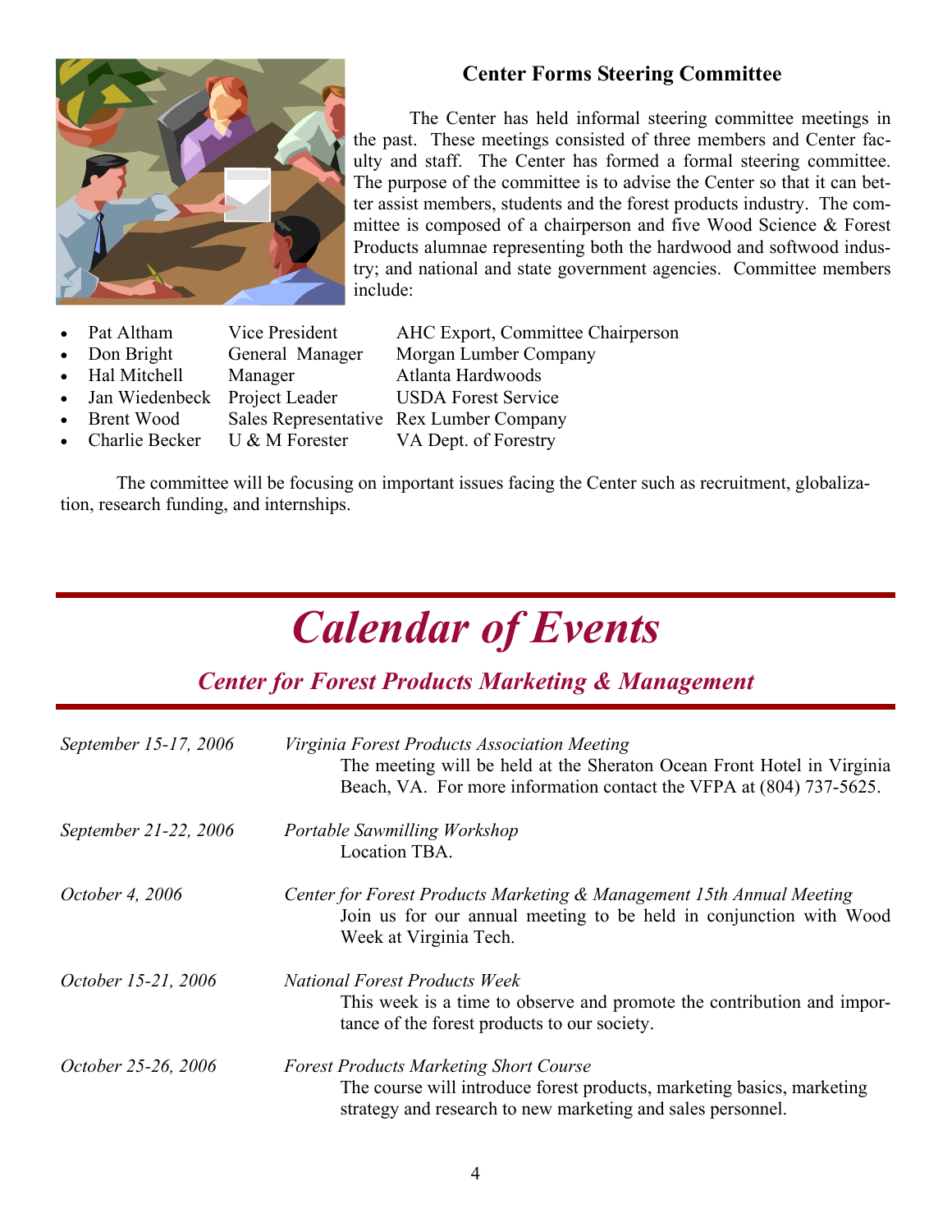## Center Forms Steering Committee

The Center has held informal steering committee meetings in the past. These meetings consisted of three members and Center faculty and staff. The Center has formed a formal steering committee. The purpose of the committee is to advise the Center so that it can better assist members, students and the forest products industry. The committee is composed of a chairperson and five Wood Science & Forest Products alumnae representing both the hardwood and softwood industry; and national and state government agencies. Committee members include:

| | | |
|---|---|---|
| Pat Altham | Vice President | AHC Export, Committee Chairperson |
| Don Bright | General Manager | Morgan Lumber Company |
| Hal Mitchell | Manager | Atlanta Hardwoods |
| Jan Wiedenbeck | Project Leader | USDA Forest Service |
| Brent Wood | Sales Representative | Rex Lumber Company |
| Charlie Becker | U & M Forester | VA Dept. of Forestry |

The committee will be focusing on important issues facing the Center such as recruitment, globalization, research funding, and internships.

# *Calendar of Events*

## *Center for Forest Products Marketing & Management*

*September 15-17, 2006* — *Virginia Forest Products Association Meeting*

The meeting will be held at the Sheraton Ocean Front Hotel in Virginia Beach, VA. For more information contact the VFPA at (804) 737-5625.

*September 21-22, 2006* — *Portable Sawmilling Workshop*

Location TBA.

*October 4, 2006* — *Center for Forest Products Marketing & Management 15th Annual Meeting*

Join us for our annual meeting to be held in conjunction with Wood Week at Virginia Tech.

*October 15-21, 2006* — *National Forest Products Week*

This week is a time to observe and promote the contribution and importance of the forest products to our society.

*October 25-26, 2006* — *Forest Products Marketing Short Course*

The course will introduce forest products, marketing basics, marketing strategy and research to new marketing and sales personnel.